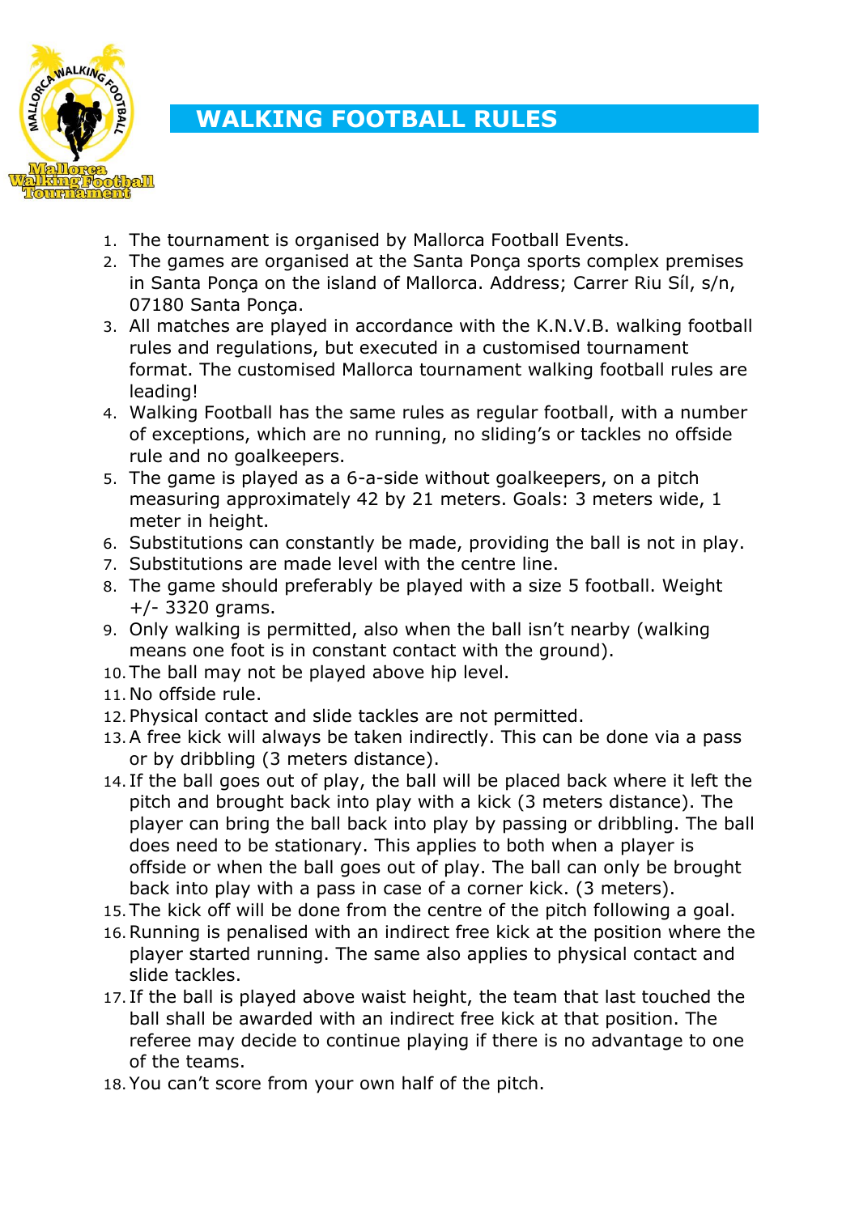# WALKING FOOTBALL RULES

1. The tournament is organised by Mallorca Football Events.
2. The games are organised at the Santa Ponça sports complex premises in Santa Ponça on the island of Mallorca. Address; Carrer Riu Síl, s/n, 07180 Santa Ponça.
3. All matches are played in accordance with the K.N.V.B. walking football rules and regulations, but executed in a customised tournament format. The customised Mallorca tournament walking football rules are leading!
4. Walking Football has the same rules as regular football, with a number of exceptions, which are no running, no sliding's or tackles no offside rule and no goalkeepers.
5. The game is played as a 6-a-side without goalkeepers, on a pitch measuring approximately 42 by 21 meters. Goals: 3 meters wide, 1 meter in height.
6. Substitutions can constantly be made, providing the ball is not in play.
7. Substitutions are made level with the centre line.
8. The game should preferably be played with a size 5 football. Weight +/- 3320 grams.
9. Only walking is permitted, also when the ball isn't nearby (walking means one foot is in constant contact with the ground).
10. The ball may not be played above hip level.
11. No offside rule.
12. Physical contact and slide tackles are not permitted.
13. A free kick will always be taken indirectly. This can be done via a pass or by dribbling (3 meters distance).
14. If the ball goes out of play, the ball will be placed back where it left the pitch and brought back into play with a kick (3 meters distance). The player can bring the ball back into play by passing or dribbling. The ball does need to be stationary. This applies to both when a player is offside or when the ball goes out of play. The ball can only be brought back into play with a pass in case of a corner kick. (3 meters).
15. The kick off will be done from the centre of the pitch following a goal.
16. Running is penalised with an indirect free kick at the position where the player started running. The same also applies to physical contact and slide tackles.
17. If the ball is played above waist height, the team that last touched the ball shall be awarded with an indirect free kick at that position. The referee may decide to continue playing if there is no advantage to one of the teams.
18. You can't score from your own half of the pitch.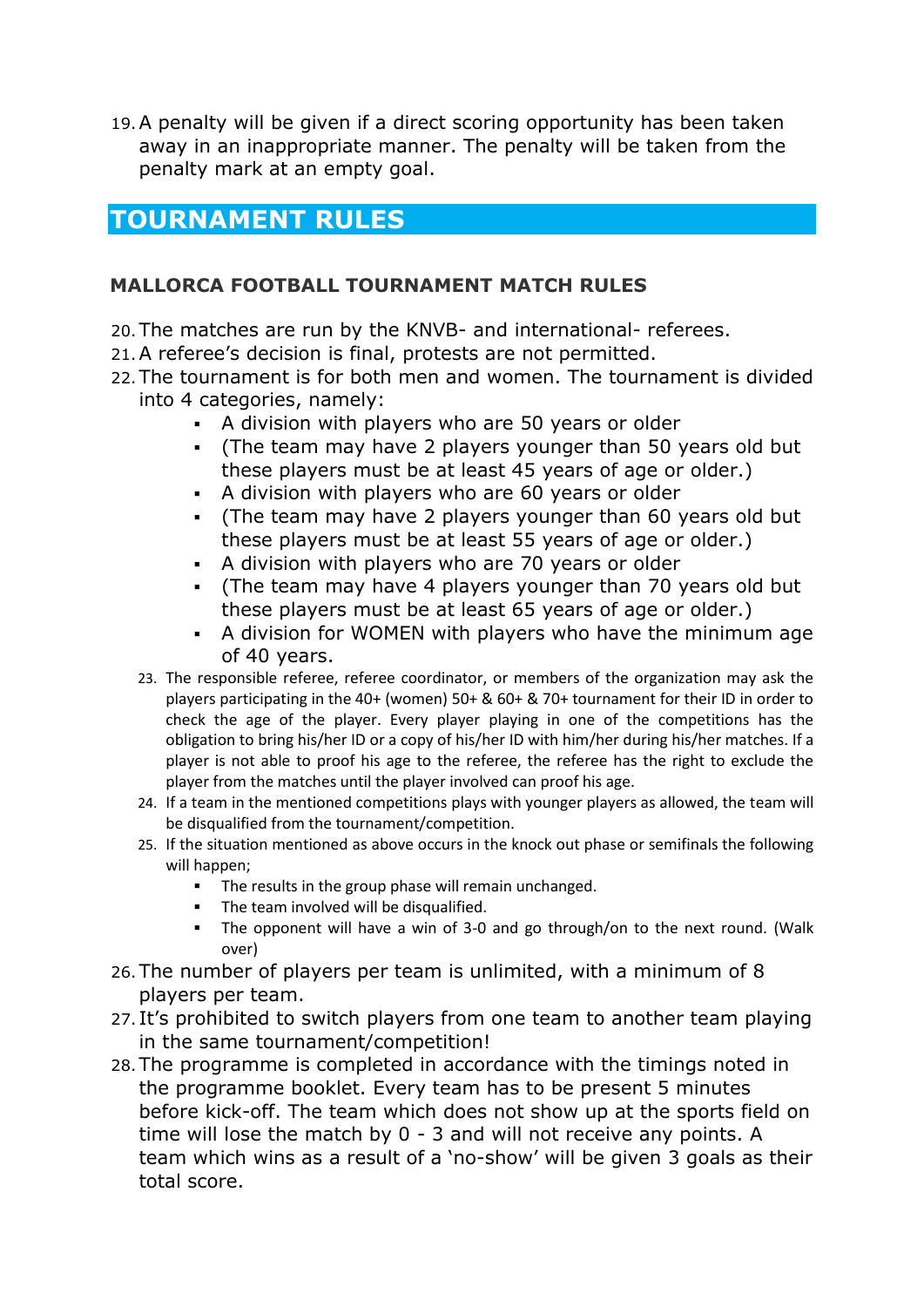19. A penalty will be given if a direct scoring opportunity has been taken away in an inappropriate manner. The penalty will be taken from the penalty mark at an empty goal.

# TOURNAMENT RULES

### MALLORCA FOOTBALL TOURNAMENT MATCH RULES

20. The matches are run by the KNVB- and international- referees.
21. A referee's decision is final, protests are not permitted.
22. The tournament is for both men and women. The tournament is divided into 4 categories, namely:
    - A division with players who are 50 years or older
    - (The team may have 2 players younger than 50 years old but these players must be at least 45 years of age or older.)
    - A division with players who are 60 years or older
    - (The team may have 2 players younger than 60 years old but these players must be at least 55 years of age or older.)
    - A division with players who are 70 years or older
    - (The team may have 4 players younger than 70 years old but these players must be at least 65 years of age or older.)
    - A division for WOMEN with players who have the minimum age of 40 years.
23. The responsible referee, referee coordinator, or members of the organization may ask the players participating in the 40+ (women) 50+ & 60+ & 70+ tournament for their ID in order to check the age of the player. Every player playing in one of the competitions has the obligation to bring his/her ID or a copy of his/her ID with him/her during his/her matches. If a player is not able to proof his age to the referee, the referee has the right to exclude the player from the matches until the player involved can proof his age.
24. If a team in the mentioned competitions plays with younger players as allowed, the team will be disqualified from the tournament/competition.
25. If the situation mentioned as above occurs in the knock out phase or semifinals the following will happen;
    - The results in the group phase will remain unchanged.
    - The team involved will be disqualified.
    - The opponent will have a win of 3-0 and go through/on to the next round. (Walk over)
26. The number of players per team is unlimited, with a minimum of 8 players per team.
27. It's prohibited to switch players from one team to another team playing in the same tournament/competition!
28. The programme is completed in accordance with the timings noted in the programme booklet. Every team has to be present 5 minutes before kick-off. The team which does not show up at the sports field on time will lose the match by 0 - 3 and will not receive any points. A team which wins as a result of a 'no-show' will be given 3 goals as their total score.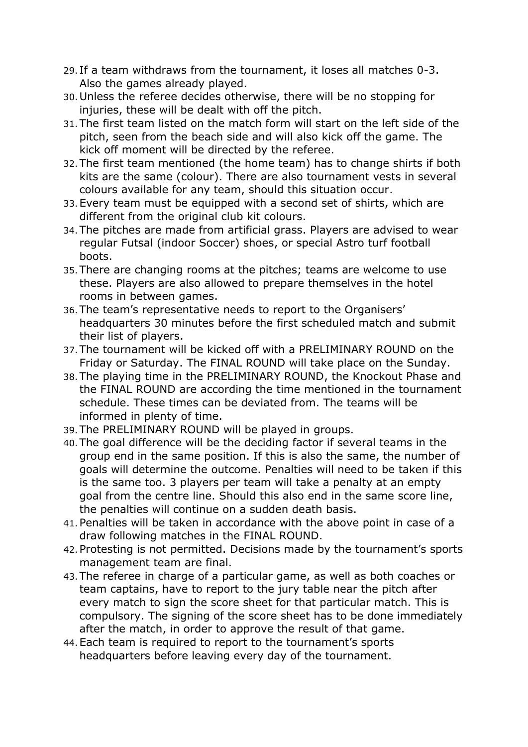29. If a team withdraws from the tournament, it loses all matches 0-3. Also the games already played.
30. Unless the referee decides otherwise, there will be no stopping for injuries, these will be dealt with off the pitch.
31. The first team listed on the match form will start on the left side of the pitch, seen from the beach side and will also kick off the game. The kick off moment will be directed by the referee.
32. The first team mentioned (the home team) has to change shirts if both kits are the same (colour). There are also tournament vests in several colours available for any team, should this situation occur.
33. Every team must be equipped with a second set of shirts, which are different from the original club kit colours.
34. The pitches are made from artificial grass. Players are advised to wear regular Futsal (indoor Soccer) shoes, or special Astro turf football boots.
35. There are changing rooms at the pitches; teams are welcome to use these. Players are also allowed to prepare themselves in the hotel rooms in between games.
36. The team's representative needs to report to the Organisers' headquarters 30 minutes before the first scheduled match and submit their list of players.
37. The tournament will be kicked off with a PRELIMINARY ROUND on the Friday or Saturday. The FINAL ROUND will take place on the Sunday.
38. The playing time in the PRELIMINARY ROUND, the Knockout Phase and the FINAL ROUND are according the time mentioned in the tournament schedule. These times can be deviated from. The teams will be informed in plenty of time.
39. The PRELIMINARY ROUND will be played in groups.
40. The goal difference will be the deciding factor if several teams in the group end in the same position. If this is also the same, the number of goals will determine the outcome. Penalties will need to be taken if this is the same too. 3 players per team will take a penalty at an empty goal from the centre line. Should this also end in the same score line, the penalties will continue on a sudden death basis.
41. Penalties will be taken in accordance with the above point in case of a draw following matches in the FINAL ROUND.
42. Protesting is not permitted. Decisions made by the tournament's sports management team are final.
43. The referee in charge of a particular game, as well as both coaches or team captains, have to report to the jury table near the pitch after every match to sign the score sheet for that particular match. This is compulsory. The signing of the score sheet has to be done immediately after the match, in order to approve the result of that game.
44. Each team is required to report to the tournament's sports headquarters before leaving every day of the tournament.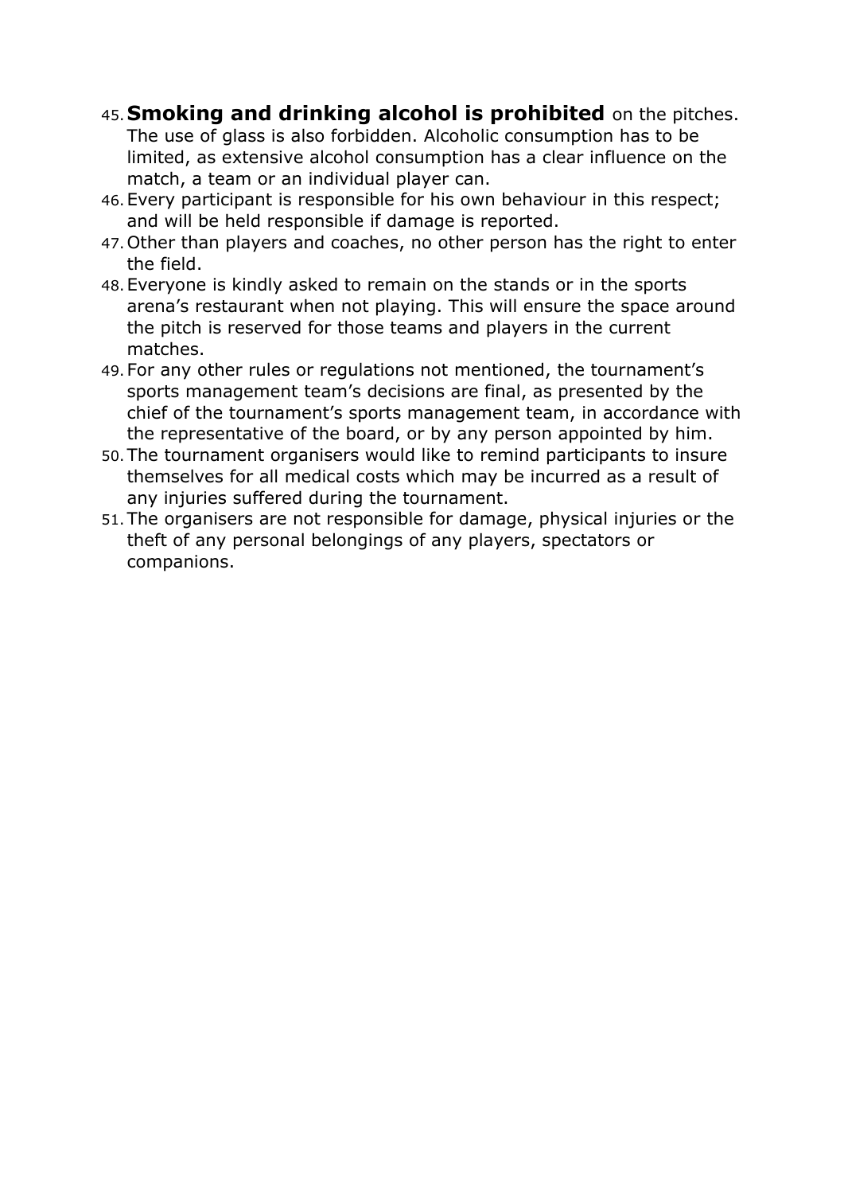45. **Smoking and drinking alcohol is prohibited** on the pitches. The use of glass is also forbidden. Alcoholic consumption has to be limited, as extensive alcohol consumption has a clear influence on the match, a team or an individual player can.
46. Every participant is responsible for his own behaviour in this respect; and will be held responsible if damage is reported.
47. Other than players and coaches, no other person has the right to enter the field.
48. Everyone is kindly asked to remain on the stands or in the sports arena's restaurant when not playing. This will ensure the space around the pitch is reserved for those teams and players in the current matches.
49. For any other rules or regulations not mentioned, the tournament's sports management team's decisions are final, as presented by the chief of the tournament's sports management team, in accordance with the representative of the board, or by any person appointed by him.
50. The tournament organisers would like to remind participants to insure themselves for all medical costs which may be incurred as a result of any injuries suffered during the tournament.
51. The organisers are not responsible for damage, physical injuries or the theft of any personal belongings of any players, spectators or companions.